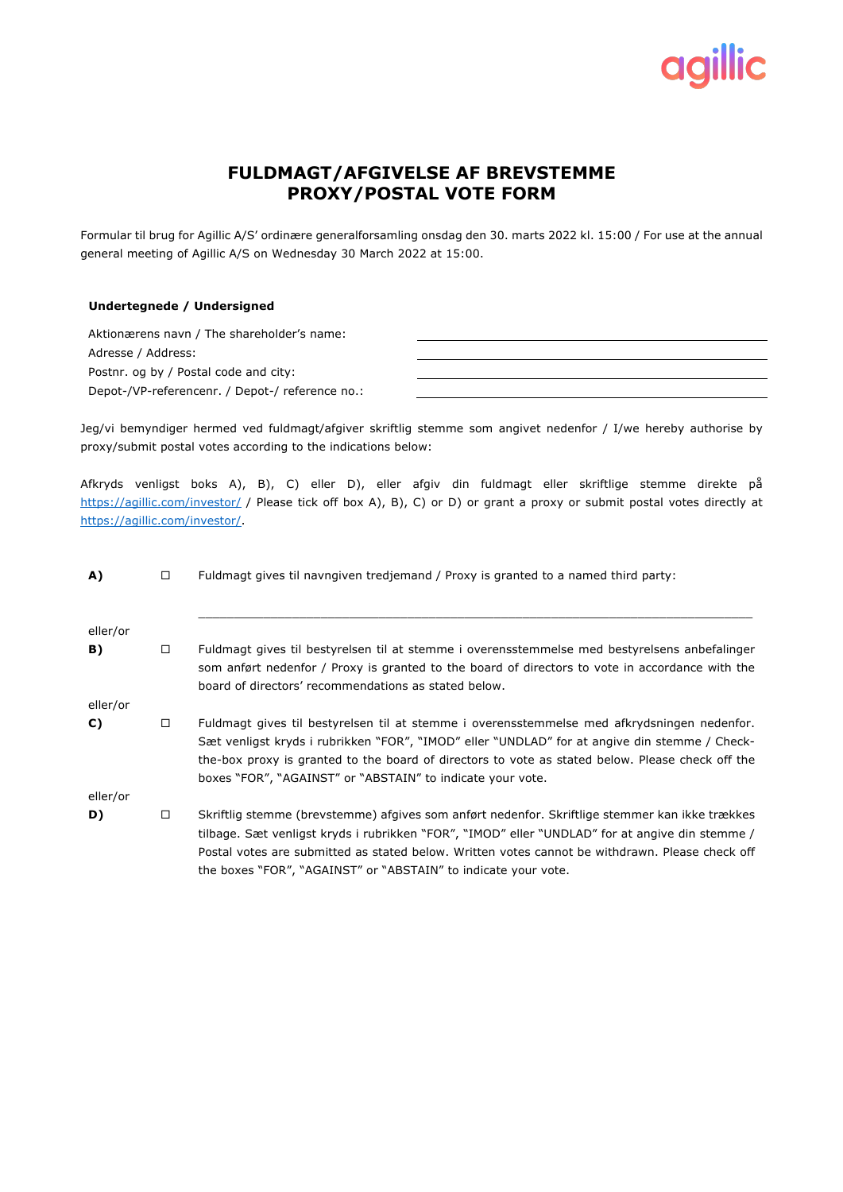# FULDMAGT/AFGIVELSE AF BREVSTEMME
# PROXY/POSTAL VOTE FORM

Formular til brug for Agillic A/S' ordinære generalforsamling onsdag den 30. marts 2022 kl. 15:00 / For use at the annual general meeting of Agillic A/S on Wednesday 30 March 2022 at 15:00.

**Undertegnede / Undersigned**

| | |
|---|---|
| Aktionærens navn / The shareholder's name: | \_\_\_\_\_\_\_\_\_\_\_\_\_\_\_\_\_\_\_\_ |
| Adresse / Address: | \_\_\_\_\_\_\_\_\_\_\_\_\_\_\_\_\_\_\_\_ |
| Postnr. og by / Postal code and city: | \_\_\_\_\_\_\_\_\_\_\_\_\_\_\_\_\_\_\_\_ |
| Depot-/VP-referencenr. / Depot-/ reference no.: | \_\_\_\_\_\_\_\_\_\_\_\_\_\_\_\_\_\_\_\_ |

Jeg/vi bemyndiger hermed ved fuldmagt/afgiver skriftlig stemme som angivet nedenfor / I/we hereby authorise by proxy/submit postal votes according to the indications below:

Afkryds venligst boks A), B), C) eller D), eller afgiv din fuldmagt eller skriftlige stemme direkte på https://agillic.com/investor/ / Please tick off box A), B), C) or D) or grant a proxy or submit postal votes directly at https://agillic.com/investor/.

**A)** ☐ Fuldmagt gives til navngiven tredjemand / Proxy is granted to a named third party:

\_\_\_\_\_\_\_\_\_\_\_\_\_\_\_\_\_\_\_\_\_\_\_\_\_\_\_\_\_\_\_\_\_\_\_\_\_\_\_\_\_\_\_\_\_\_\_\_\_\_\_\_\_\_\_\_\_\_\_\_

eller/or

**B)** ☐ Fuldmagt gives til bestyrelsen til at stemme i overensstemmelse med bestyrelsens anbefalinger som anført nedenfor / Proxy is granted to the board of directors to vote in accordance with the board of directors' recommendations as stated below.

eller/or

**C)** ☐ Fuldmagt gives til bestyrelsen til at stemme i overensstemmelse med afkrydsningen nedenfor. Sæt venligst kryds i rubrikken "FOR", "IMOD" eller "UNDLAD" for at angive din stemme / Check-the-box proxy is granted to the board of directors to vote as stated below. Please check off the boxes "FOR", "AGAINST" or "ABSTAIN" to indicate your vote.

eller/or

**D)** ☐ Skriftlig stemme (brevstemme) afgives som anført nedenfor. Skriftlige stemmer kan ikke trækkes tilbage. Sæt venligst kryds i rubrikken "FOR", "IMOD" eller "UNDLAD" for at angive din stemme / Postal votes are submitted as stated below. Written votes cannot be withdrawn. Please check off the boxes "FOR", "AGAINST" or "ABSTAIN" to indicate your vote.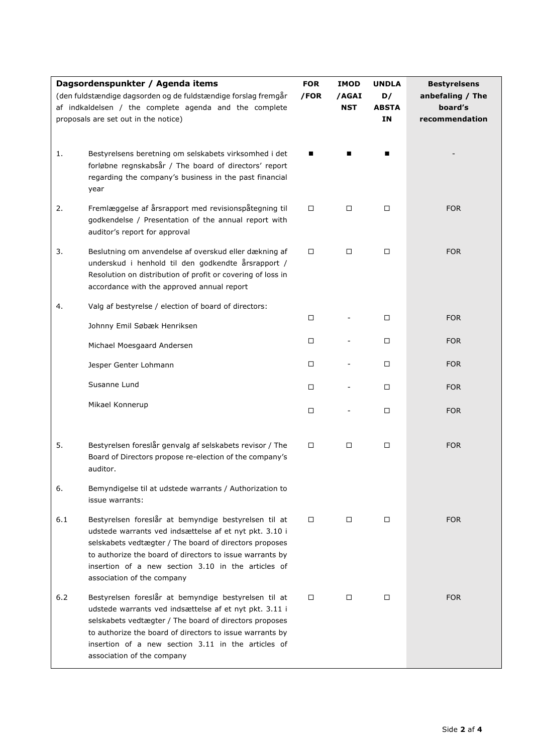| | Dagsordenspunkter / Agenda items (den fuldstændige dagsorden og de fuldstændige forslag fremgår af indkaldelsen / the complete agenda and the complete proposals are set out in the notice) | FOR /FOR | IMOD /AGAINST | UNDLAD/ ABSTAIN | Bestyrelsens anbefaling / The board's recommendation |
|---|---|---|---|---|---|
| 1. | Bestyrelsens beretning om selskabets virksomhed i det forløbne regnskabsår / The board of directors' report regarding the company's business in the past financial year | ■ | ■ | ■ | - |
| 2. | Fremlæggelse af årsrapport med revisionspåtegning til godkendelse / Presentation of the annual report with auditor's report for approval | ☐ | ☐ | ☐ | FOR |
| 3. | Beslutning om anvendelse af overskud eller dækning af underskud i henhold til den godkendte årsrapport / Resolution on distribution of profit or covering of loss in accordance with the approved annual report | ☐ | ☐ | ☐ | FOR |
| 4. | Valg af bestyrelse / election of board of directors: | | | | |
| | Johnny Emil Søbæk Henriksen | ☐ | - | ☐ | FOR |
| | Michael Moesgaard Andersen | ☐ | - | ☐ | FOR |
| | Jesper Genter Lohmann | ☐ | - | ☐ | FOR |
| | Susanne Lund | ☐ | - | ☐ | FOR |
| | Mikael Konnerup | ☐ | - | ☐ | FOR |
| 5. | Bestyrelsen foreslår genvalg af selskabets revisor / The Board of Directors propose re-election of the company's auditor. | ☐ | ☐ | ☐ | FOR |
| 6. | Bemyndigelse til at udstede warrants / Authorization to issue warrants: | | | | |
| 6.1 | Bestyrelsen foreslår at bemyndige bestyrelsen til at udstede warrants ved indsættelse af et nyt pkt. 3.10 i selskabets vedtægter / The board of directors proposes to authorize the board of directors to issue warrants by insertion of a new section 3.10 in the articles of association of the company | ☐ | ☐ | ☐ | FOR |
| 6.2 | Bestyrelsen foreslår at bemyndige bestyrelsen til at udstede warrants ved indsættelse af et nyt pkt. 3.11 i selskabets vedtægter / The board of directors proposes to authorize the board of directors to issue warrants by insertion of a new section 3.11 in the articles of association of the company | ☐ | ☐ | ☐ | FOR |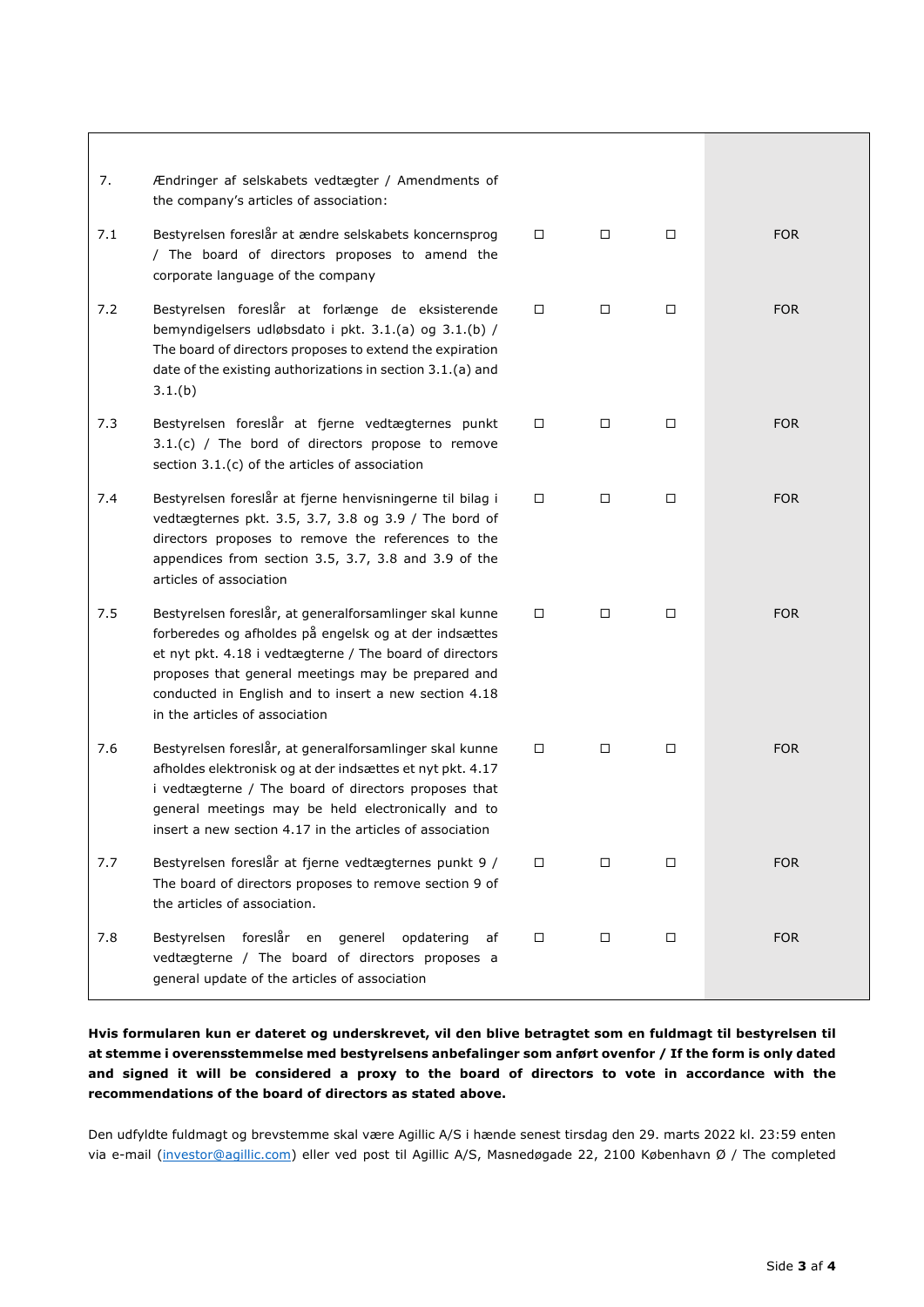| | | | | | |
|---|---|---|---|---|---|
| 7. | Ændringer af selskabets vedtægter / Amendments of the company's articles of association: | | | | |
| 7.1 | Bestyrelsen foreslår at ændre selskabets koncernsprog / The board of directors proposes to amend the corporate language of the company | ☐ | ☐ | ☐ | FOR |
| 7.2 | Bestyrelsen foreslår at forlænge de eksisterende bemyndigelsers udløbsdato i pkt. 3.1.(a) og 3.1.(b) / The board of directors proposes to extend the expiration date of the existing authorizations in section 3.1.(a) and 3.1.(b) | ☐ | ☐ | ☐ | FOR |
| 7.3 | Bestyrelsen foreslår at fjerne vedtægternes punkt 3.1.(c) / The bord of directors propose to remove section 3.1.(c) of the articles of association | ☐ | ☐ | ☐ | FOR |
| 7.4 | Bestyrelsen foreslår at fjerne henvisningerne til bilag i vedtægternes pkt. 3.5, 3.7, 3.8 og 3.9 / The bord of directors proposes to remove the references to the appendices from section 3.5, 3.7, 3.8 and 3.9 of the articles of association | ☐ | ☐ | ☐ | FOR |
| 7.5 | Bestyrelsen foreslår, at generalforsamlinger skal kunne forberedes og afholdes på engelsk og at der indsættes et nyt pkt. 4.18 i vedtægterne / The board of directors proposes that general meetings may be prepared and conducted in English and to insert a new section 4.18 in the articles of association | ☐ | ☐ | ☐ | FOR |
| 7.6 | Bestyrelsen foreslår, at generalforsamlinger skal kunne afholdes elektronisk og at der indsættes et nyt pkt. 4.17 i vedtægterne / The board of directors proposes that general meetings may be held electronically and to insert a new section 4.17 in the articles of association | ☐ | ☐ | ☐ | FOR |
| 7.7 | Bestyrelsen foreslår at fjerne vedtægternes punkt 9 / The board of directors proposes to remove section 9 of the articles of association. | ☐ | ☐ | ☐ | FOR |
| 7.8 | Bestyrelsen foreslår en generel opdatering af vedtægterne / The board of directors proposes a general update of the articles of association | ☐ | ☐ | ☐ | FOR |

**Hvis formularen kun er dateret og underskrevet, vil den blive betragtet som en fuldmagt til bestyrelsen til at stemme i overensstemmelse med bestyrelsens anbefalinger som anført ovenfor / If the form is only dated and signed it will be considered a proxy to the board of directors to vote in accordance with the recommendations of the board of directors as stated above.**

Den udfyldte fuldmagt og brevstemme skal være Agillic A/S i hænde senest tirsdag den 29. marts 2022 kl. 23:59 enten via e-mail (investor@agillic.com) eller ved post til Agillic A/S, Masnedøgade 22, 2100 København Ø / The completed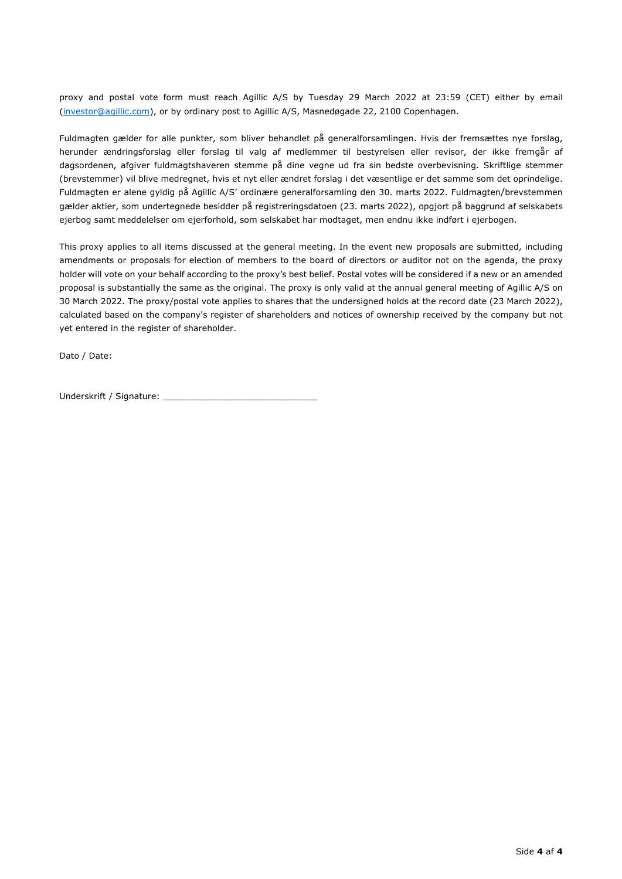proxy and postal vote form must reach Agillic A/S by Tuesday 29 March 2022 at 23:59 (CET) either by email (investor@agillic.com), or by ordinary post to Agillic A/S, Masnedøgade 22, 2100 Copenhagen.

Fuldmagten gælder for alle punkter, som bliver behandlet på generalforsamlingen. Hvis der fremsættes nye forslag, herunder ændringsforslag eller forslag til valg af medlemmer til bestyrelsen eller revisor, der ikke fremgår af dagsordenen, afgiver fuldmagtshaveren stemme på dine vegne ud fra sin bedste overbevisning. Skriftlige stemmer (brevstemmer) vil blive medregnet, hvis et nyt eller ændret forslag i det væsentlige er det samme som det oprindelige. Fuldmagten er alene gyldig på Agillic A/S' ordinære generalforsamling den 30. marts 2022. Fuldmagten/brevstemmen gælder aktier, som undertegnede besidder på registreringsdatoen (23. marts 2022), opgjort på baggrund af selskabets ejerbog samt meddelelser om ejerforhold, som selskabet har modtaget, men endnu ikke indført i ejerbogen.

This proxy applies to all items discussed at the general meeting. In the event new proposals are submitted, including amendments or proposals for election of members to the board of directors or auditor not on the agenda, the proxy holder will vote on your behalf according to the proxy's best belief. Postal votes will be considered if a new or an amended proposal is substantially the same as the original. The proxy is only valid at the annual general meeting of Agillic A/S on 30 March 2022. The proxy/postal vote applies to shares that the undersigned holds at the record date (23 March 2022), calculated based on the company's register of shareholders and notices of ownership received by the company but not yet entered in the register of shareholder.

Dato / Date:

Underskrift / Signature: ______________________________